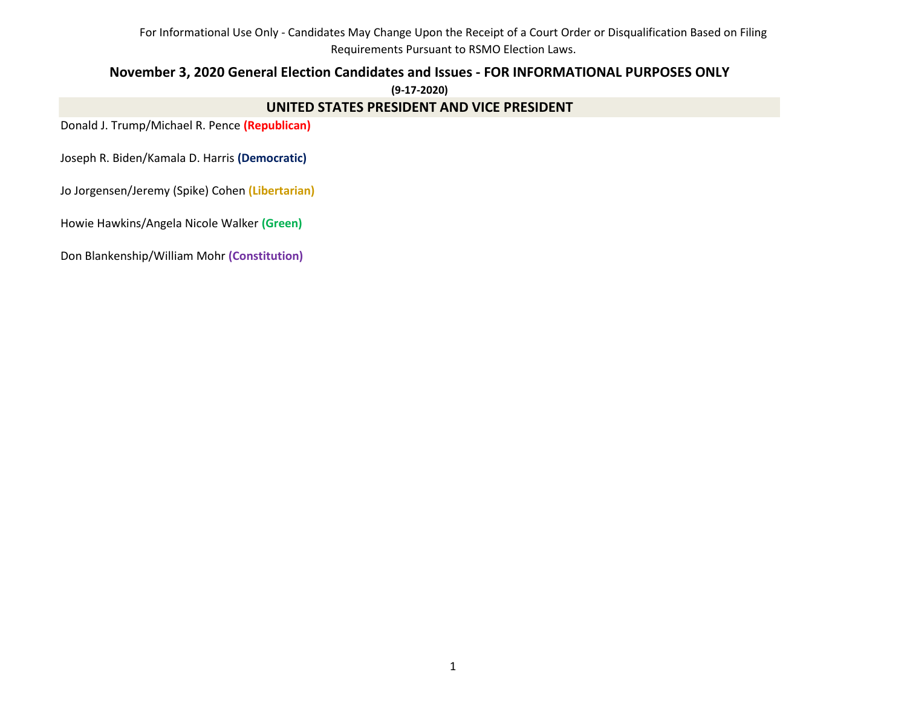For Informational Use Only - Candidates May Change Upon the Receipt of a Court Order or Disqualification Based on Filing Requirements Pursuant to RSMO Election Laws.

# November 3, 2020 General Election Candidates and Issues - FOR INFORMATIONAL PURPOSES ONLY

**(9-17-2020)**

## UNITED STATES PRESIDENT AND VICE PRESIDENT

Donald J. Trump/Michael R. Pence **(Republican)**

Joseph R. Biden/Kamala D. Harris **(Democratic)**

Jo Jorgensen/Jeremy (Spike) Cohen **(Libertarian)**

Howie Hawkins/Angela Nicole Walker **(Green)**

Don Blankenship/William Mohr **(Constitution)**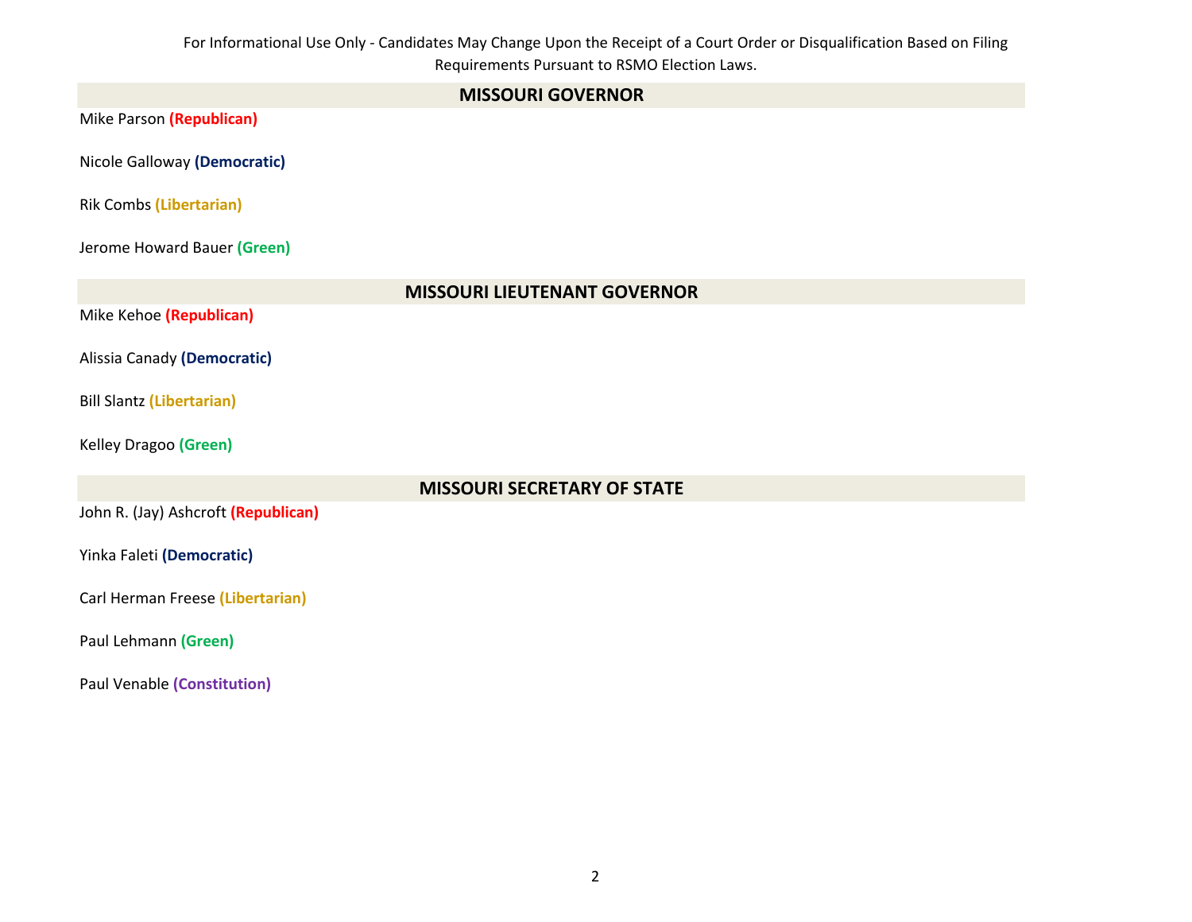For Informational Use Only - Candidates May Change Upon the Receipt of a Court Order or Disqualification Based on Filing Requirements Pursuant to RSMO Election Laws.

## MISSOURI GOVERNOR

Mike Parson **(Republican)**

Nicole Galloway **(Democratic)**

Rik Combs **(Libertarian)**

Jerome Howard Bauer **(Green)**

## MISSOURI LIEUTENANT GOVERNOR

Mike Kehoe **(Republican)**

Alissia Canady **(Democratic)**

Bill Slantz **(Libertarian)**

Kelley Dragoo **(Green)**

## MISSOURI SECRETARY OF STATE

John R. (Jay) Ashcroft **(Republican)**

Yinka Faleti **(Democratic)**

Carl Herman Freese **(Libertarian)**

Paul Lehmann **(Green)**

Paul Venable **(Constitution)**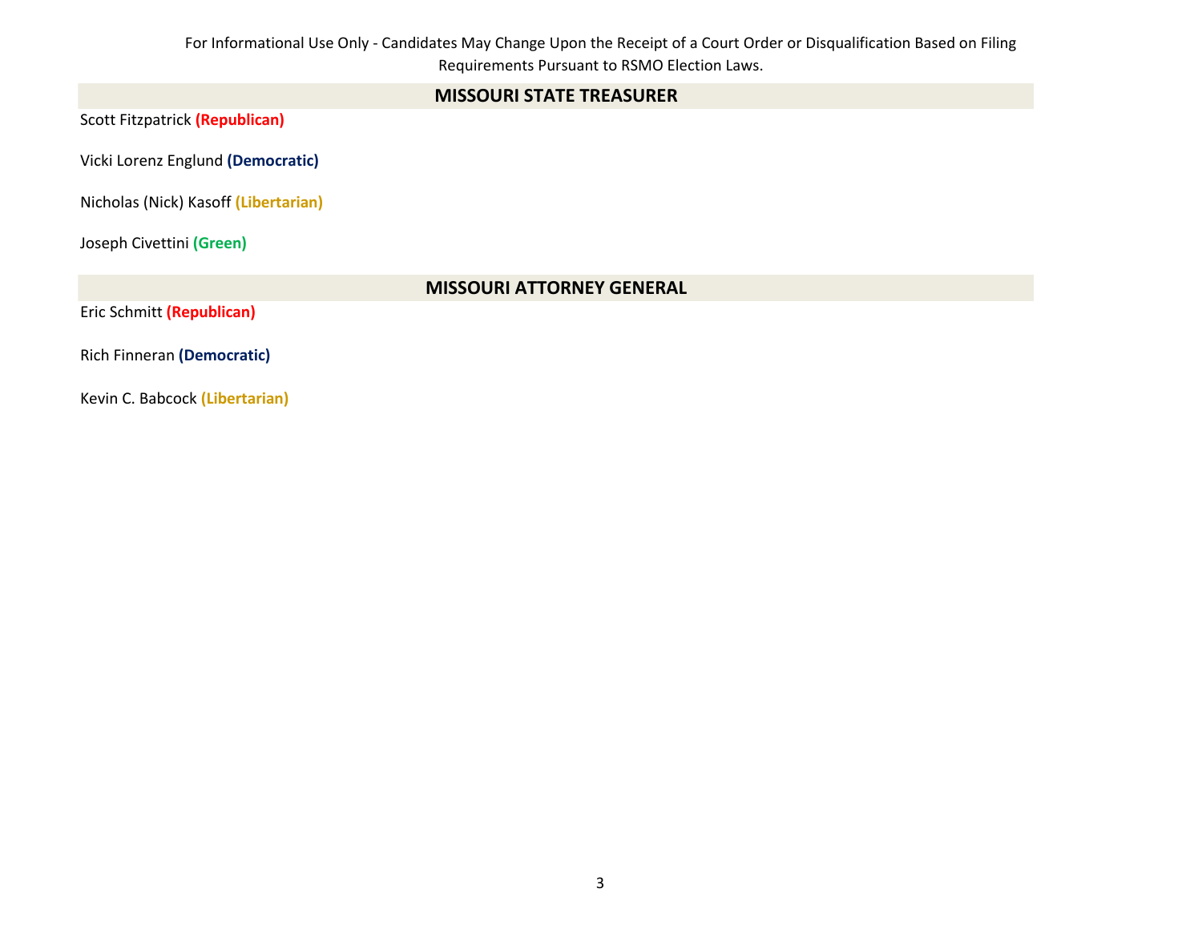For Informational Use Only - Candidates May Change Upon the Receipt of a Court Order or Disqualification Based on Filing Requirements Pursuant to RSMO Election Laws.

## MISSOURI STATE TREASURER

Scott Fitzpatrick **(Republican)**

Vicki Lorenz Englund **(Democratic)**

Nicholas (Nick) Kasoff **(Libertarian)**

Joseph Civettini **(Green)**

## MISSOURI ATTORNEY GENERAL

Eric Schmitt **(Republican)**

Rich Finneran **(Democratic)**

Kevin C. Babcock **(Libertarian)**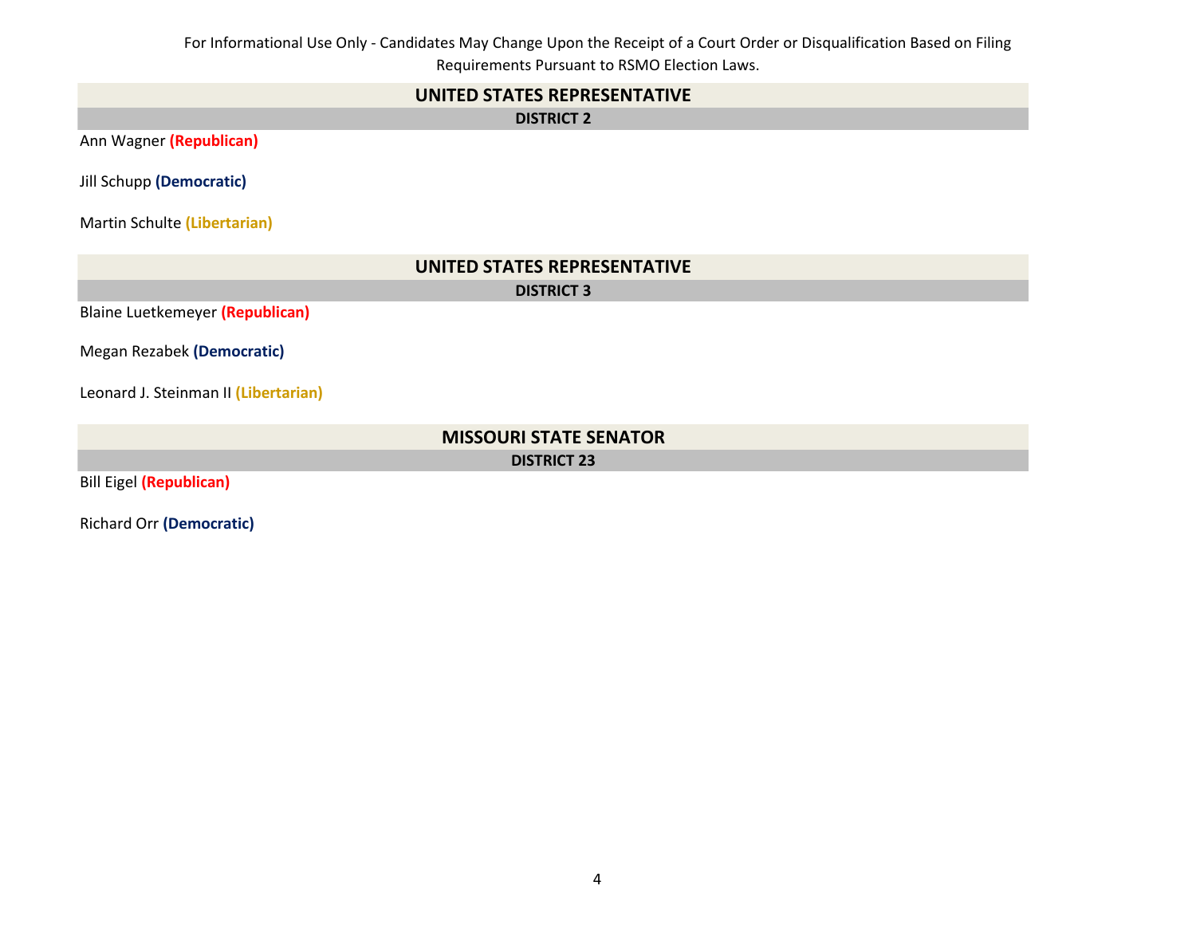For Informational Use Only - Candidates May Change Upon the Receipt of a Court Order or Disqualification Based on Filing Requirements Pursuant to RSMO Election Laws.

## UNITED STATES REPRESENTATIVE

### DISTRICT 2

Ann Wagner **(Republican)**

Jill Schupp **(Democratic)**

Martin Schulte **(Libertarian)**

## UNITED STATES REPRESENTATIVE

### DISTRICT 3

Blaine Luetkemeyer **(Republican)**

Megan Rezabek **(Democratic)**

Leonard J. Steinman II **(Libertarian)**

## MISSOURI STATE SENATOR

### DISTRICT 23

Bill Eigel **(Republican)**

Richard Orr **(Democratic)**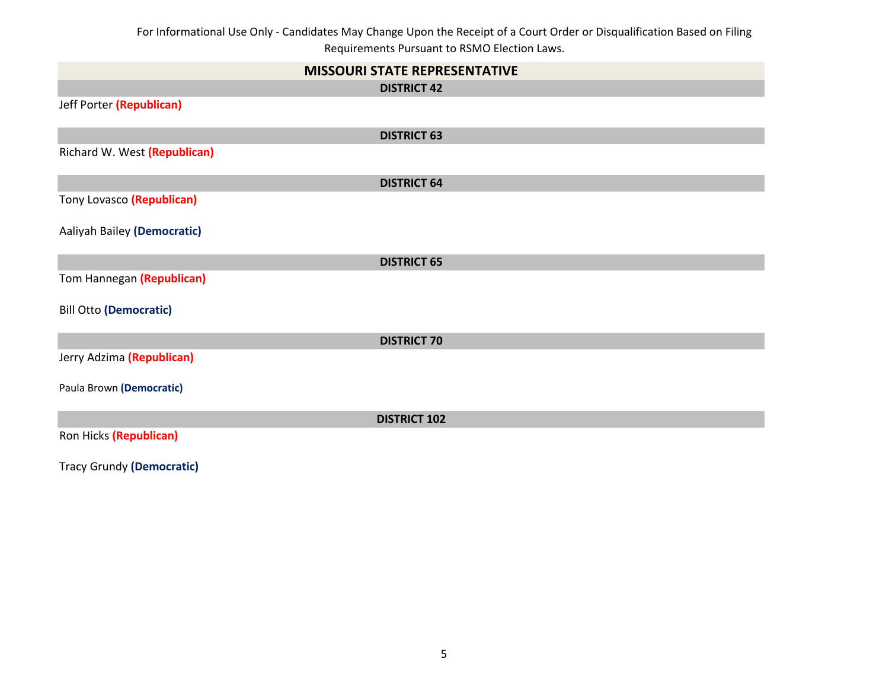For Informational Use Only - Candidates May Change Upon the Receipt of a Court Order or Disqualification Based on Filing Requirements Pursuant to RSMO Election Laws.

## MISSOURI STATE REPRESENTATIVE

### DISTRICT 42

Jeff Porter **(Republican)**

### DISTRICT 63

Richard W. West **(Republican)**

### DISTRICT 64

Tony Lovasco **(Republican)**

Aaliyah Bailey **(Democratic)**

### DISTRICT 65

Tom Hannegan **(Republican)**

Bill Otto **(Democratic)**

### DISTRICT 70

Jerry Adzima **(Republican)**

Paula Brown **(Democratic)**

### DISTRICT 102

Ron Hicks **(Republican)**

Tracy Grundy **(Democratic)**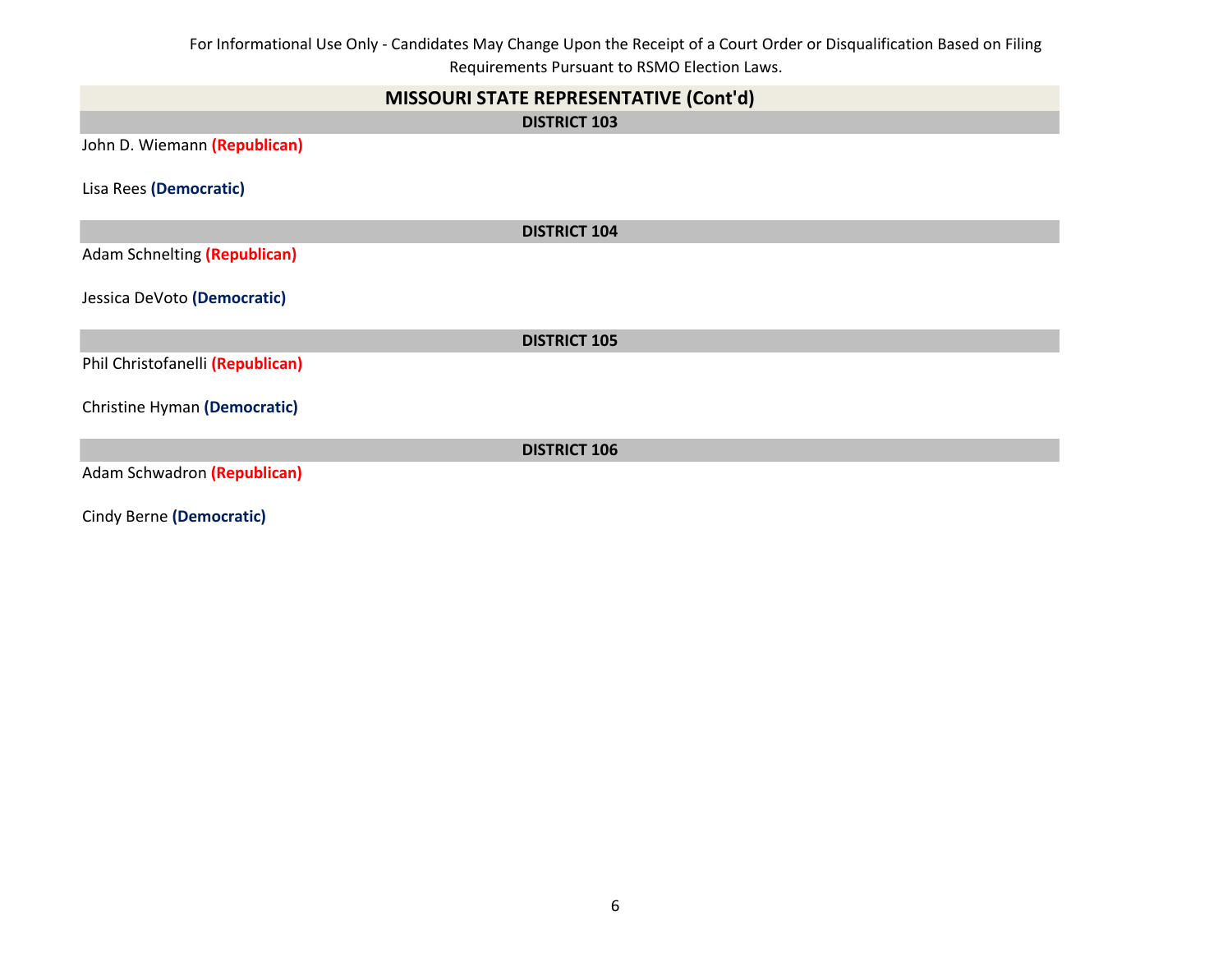For Informational Use Only - Candidates May Change Upon the Receipt of a Court Order or Disqualification Based on Filing Requirements Pursuant to RSMO Election Laws.

## MISSOURI STATE REPRESENTATIVE (Cont'd)

### DISTRICT 103

John D. Wiemann **(Republican)**

Lisa Rees **(Democratic)**

### DISTRICT 104

Adam Schnelting **(Republican)**

Jessica DeVoto **(Democratic)**

### DISTRICT 105

Phil Christofanelli **(Republican)**

Christine Hyman **(Democratic)**

### DISTRICT 106

Adam Schwadron **(Republican)**

Cindy Berne **(Democratic)**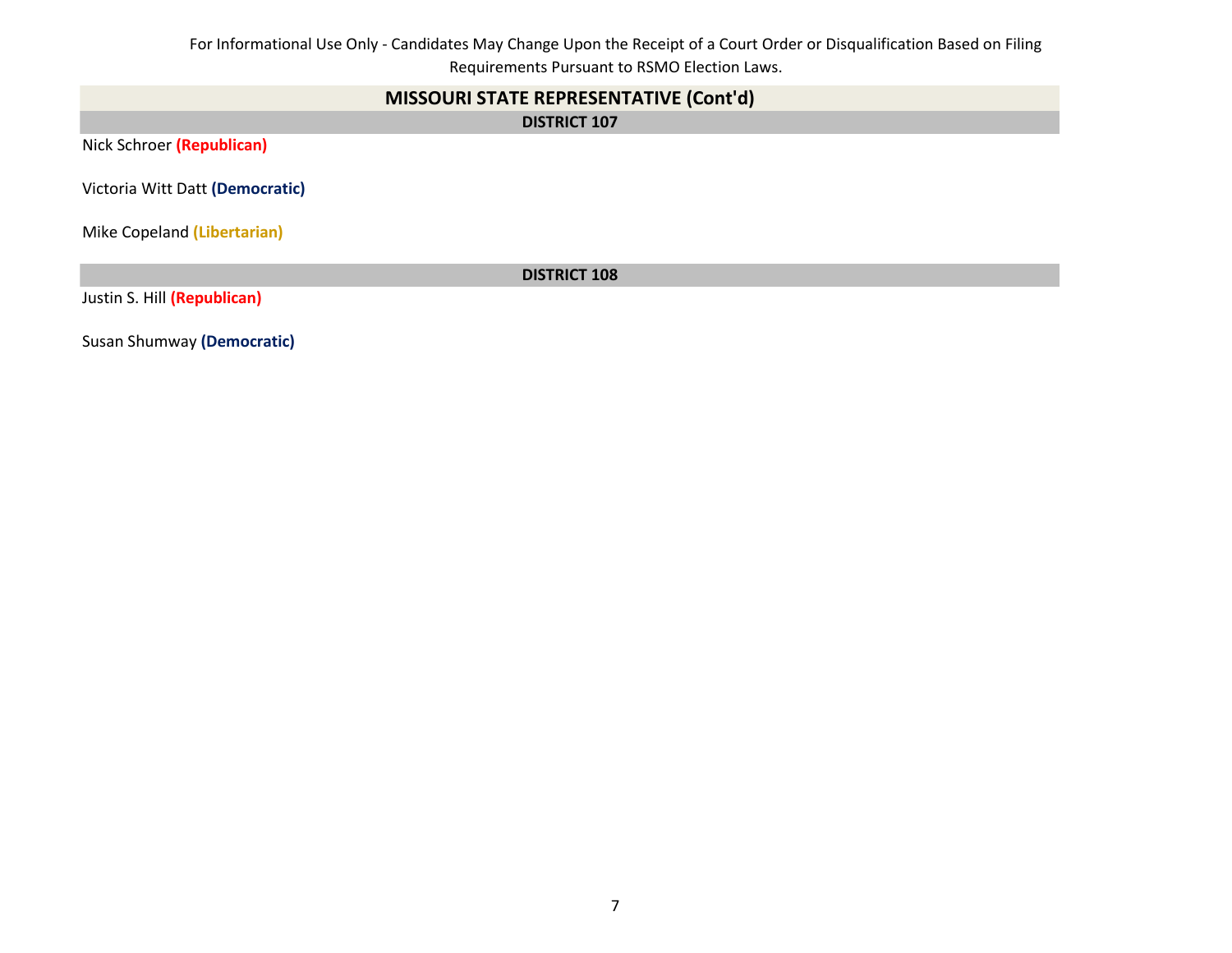For Informational Use Only - Candidates May Change Upon the Receipt of a Court Order or Disqualification Based on Filing Requirements Pursuant to RSMO Election Laws.

## MISSOURI STATE REPRESENTATIVE (Cont'd)

### DISTRICT 107

Nick Schroer **(Republican)**

Victoria Witt Datt **(Democratic)**

Mike Copeland **(Libertarian)**

### DISTRICT 108

Justin S. Hill **(Republican)**

Susan Shumway **(Democratic)**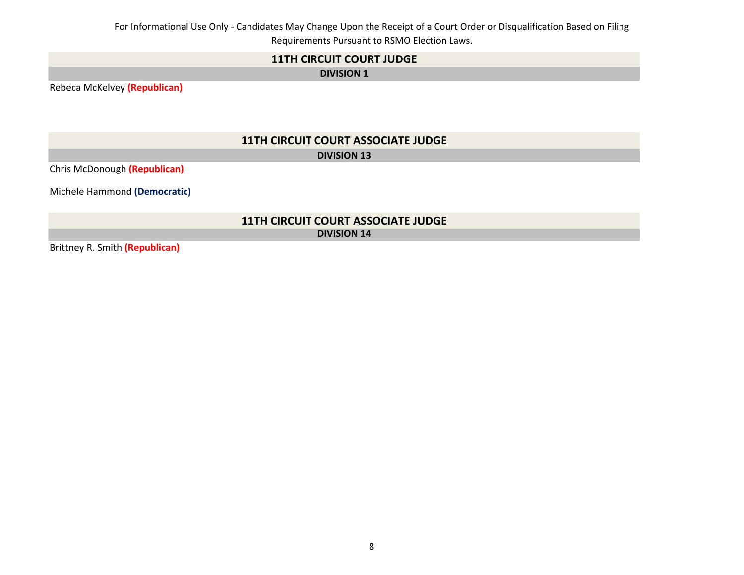For Informational Use Only - Candidates May Change Upon the Receipt of a Court Order or Disqualification Based on Filing Requirements Pursuant to RSMO Election Laws.

## 11TH CIRCUIT COURT JUDGE

### DIVISION 1

Rebeca McKelvey **(Republican)**

## 11TH CIRCUIT COURT ASSOCIATE JUDGE

### DIVISION 13

Chris McDonough **(Republican)**

Michele Hammond **(Democratic)**

## 11TH CIRCUIT COURT ASSOCIATE JUDGE

### DIVISION 14

Brittney R. Smith **(Republican)**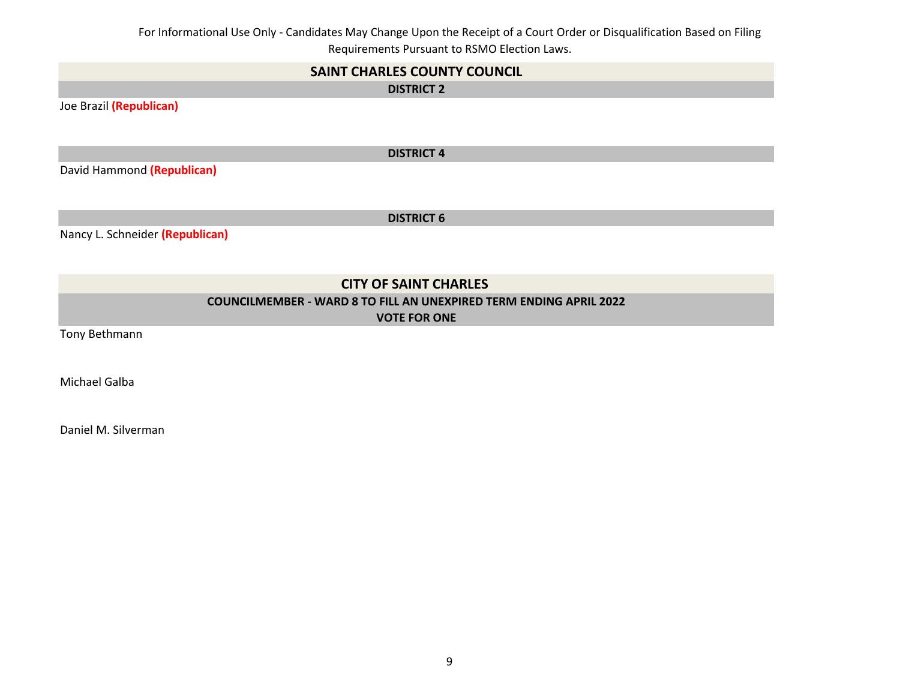For Informational Use Only - Candidates May Change Upon the Receipt of a Court Order or Disqualification Based on Filing Requirements Pursuant to RSMO Election Laws.

## SAINT CHARLES COUNTY COUNCIL

### DISTRICT 2

Joe Brazil **(Republican)**

### DISTRICT 4

David Hammond **(Republican)**

### DISTRICT 6

Nancy L. Schneider **(Republican)**

## CITY OF SAINT CHARLES

### COUNCILMEMBER - WARD 8 TO FILL AN UNEXPIRED TERM ENDING APRIL 2022
**VOTE FOR ONE**

Tony Bethmann

Michael Galba

Daniel M. Silverman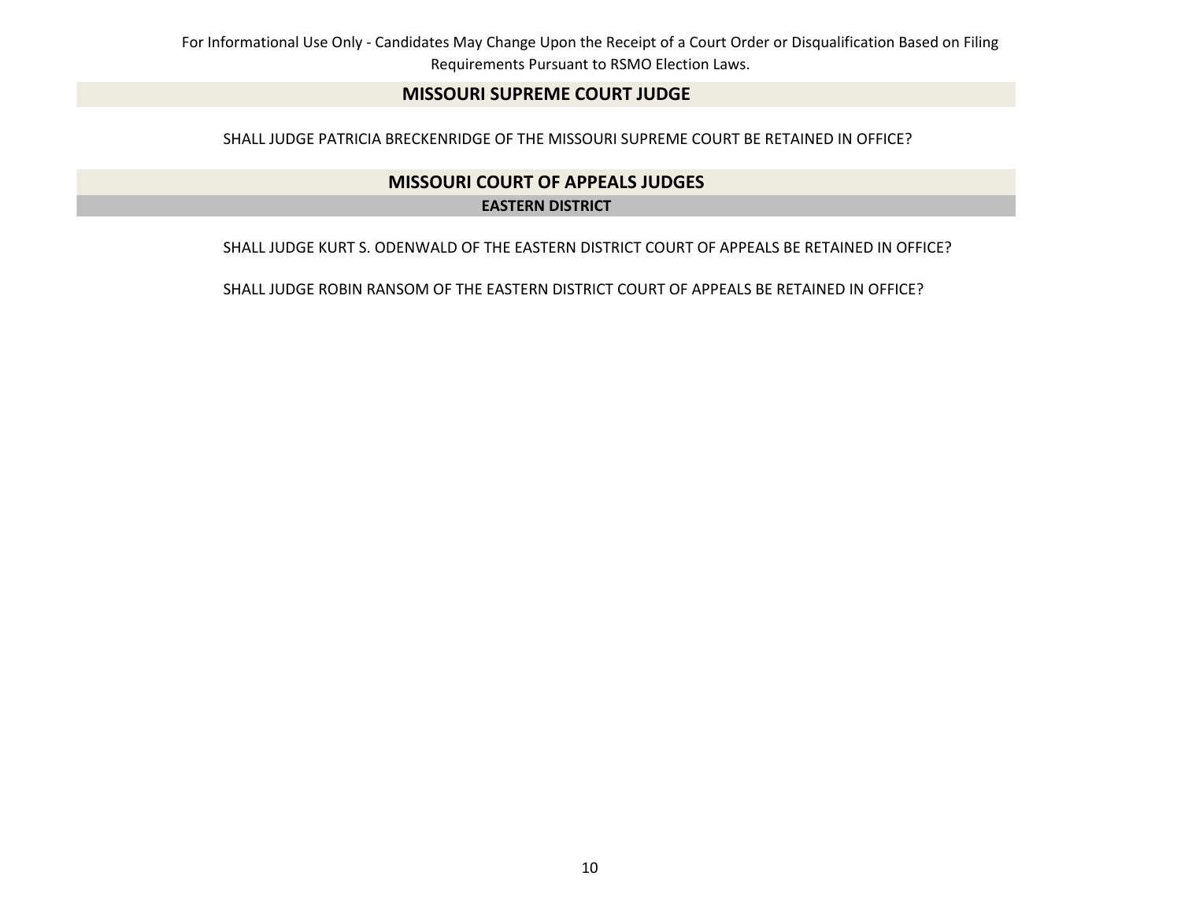For Informational Use Only - Candidates May Change Upon the Receipt of a Court Order or Disqualification Based on Filing Requirements Pursuant to RSMO Election Laws.

## MISSOURI SUPREME COURT JUDGE

SHALL JUDGE PATRICIA BRECKENRIDGE OF THE MISSOURI SUPREME COURT BE RETAINED IN OFFICE?

## MISSOURI COURT OF APPEALS JUDGES

### EASTERN DISTRICT

SHALL JUDGE KURT S. ODENWALD OF THE EASTERN DISTRICT COURT OF APPEALS BE RETAINED IN OFFICE?

SHALL JUDGE ROBIN RANSOM OF THE EASTERN DISTRICT COURT OF APPEALS BE RETAINED IN OFFICE?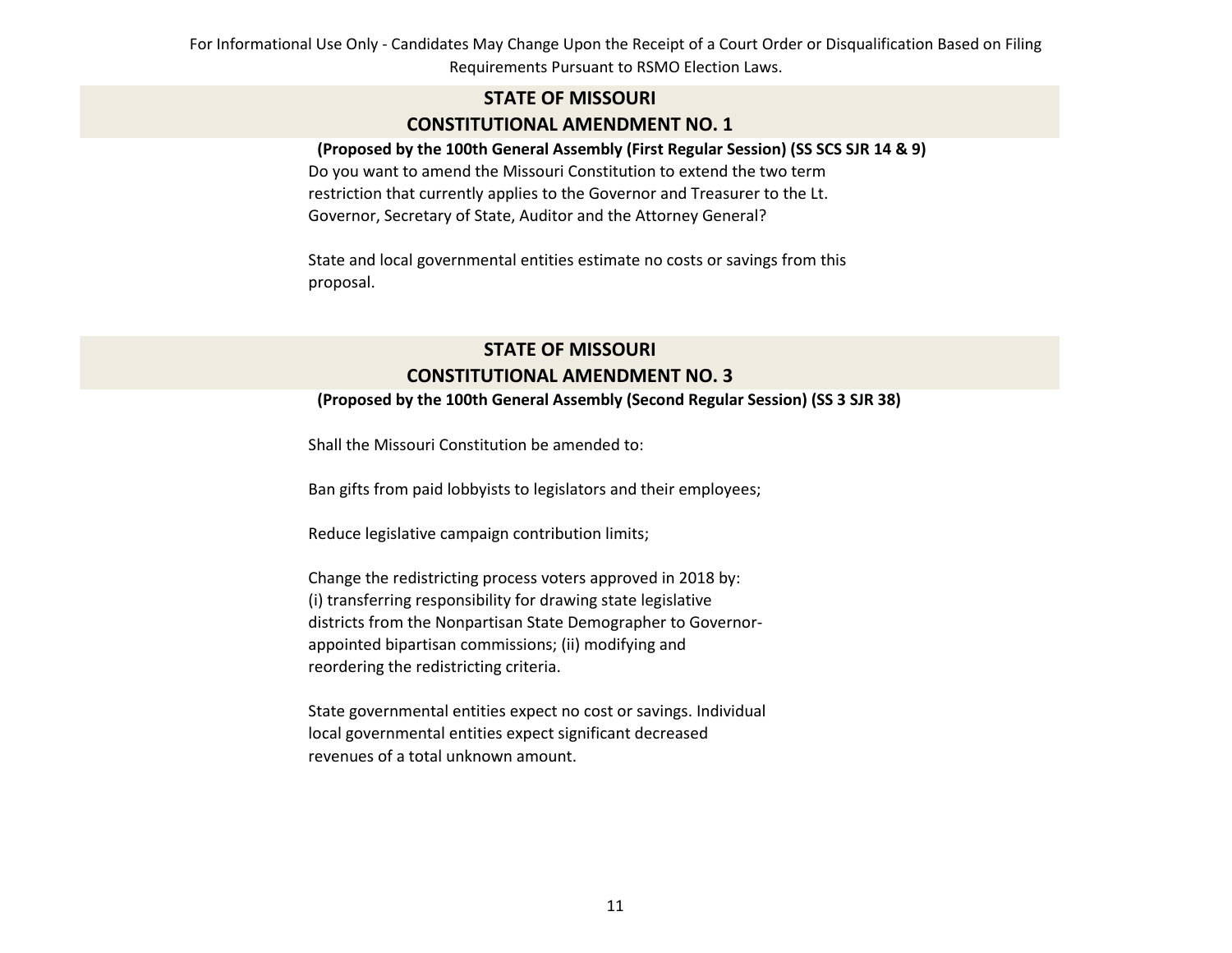For Informational Use Only - Candidates May Change Upon the Receipt of a Court Order or Disqualification Based on Filing Requirements Pursuant to RSMO Election Laws.

## STATE OF MISSOURI
## CONSTITUTIONAL AMENDMENT NO. 1

**(Proposed by the 100th General Assembly (First Regular Session) (SS SCS SJR 14 & 9)**

Do you want to amend the Missouri Constitution to extend the two term restriction that currently applies to the Governor and Treasurer to the Lt. Governor, Secretary of State, Auditor and the Attorney General?

State and local governmental entities estimate no costs or savings from this proposal.

## STATE OF MISSOURI
## CONSTITUTIONAL AMENDMENT NO. 3

**(Proposed by the 100th General Assembly (Second Regular Session) (SS 3 SJR 38)**

Shall the Missouri Constitution be amended to:

Ban gifts from paid lobbyists to legislators and their employees;

Reduce legislative campaign contribution limits;

Change the redistricting process voters approved in 2018 by: (i) transferring responsibility for drawing state legislative districts from the Nonpartisan State Demographer to Governor-appointed bipartisan commissions; (ii) modifying and reordering the redistricting criteria.

State governmental entities expect no cost or savings. Individual local governmental entities expect significant decreased revenues of a total unknown amount.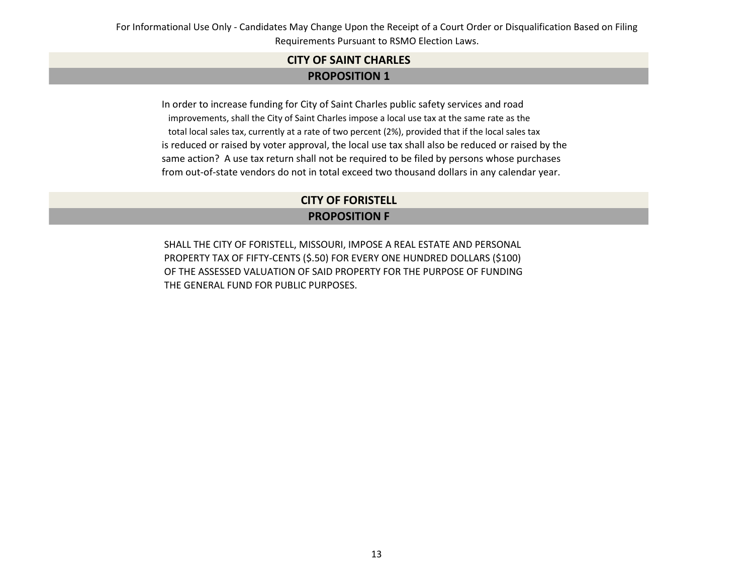For Informational Use Only - Candidates May Change Upon the Receipt of a Court Order or Disqualification Based on Filing Requirements Pursuant to RSMO Election Laws.

## CITY OF SAINT CHARLES

### PROPOSITION 1

In order to increase funding for City of Saint Charles public safety services and road improvements, shall the City of Saint Charles impose a local use tax at the same rate as the total local sales tax, currently at a rate of two percent (2%), provided that if the local sales tax is reduced or raised by voter approval, the local use tax shall also be reduced or raised by the same action? A use tax return shall not be required to be filed by persons whose purchases from out-of-state vendors do not in total exceed two thousand dollars in any calendar year.

## CITY OF FORISTELL

### PROPOSITION F

SHALL THE CITY OF FORISTELL, MISSOURI, IMPOSE A REAL ESTATE AND PERSONAL PROPERTY TAX OF FIFTY-CENTS ($.50) FOR EVERY ONE HUNDRED DOLLARS ($100) OF THE ASSESSED VALUATION OF SAID PROPERTY FOR THE PURPOSE OF FUNDING THE GENERAL FUND FOR PUBLIC PURPOSES.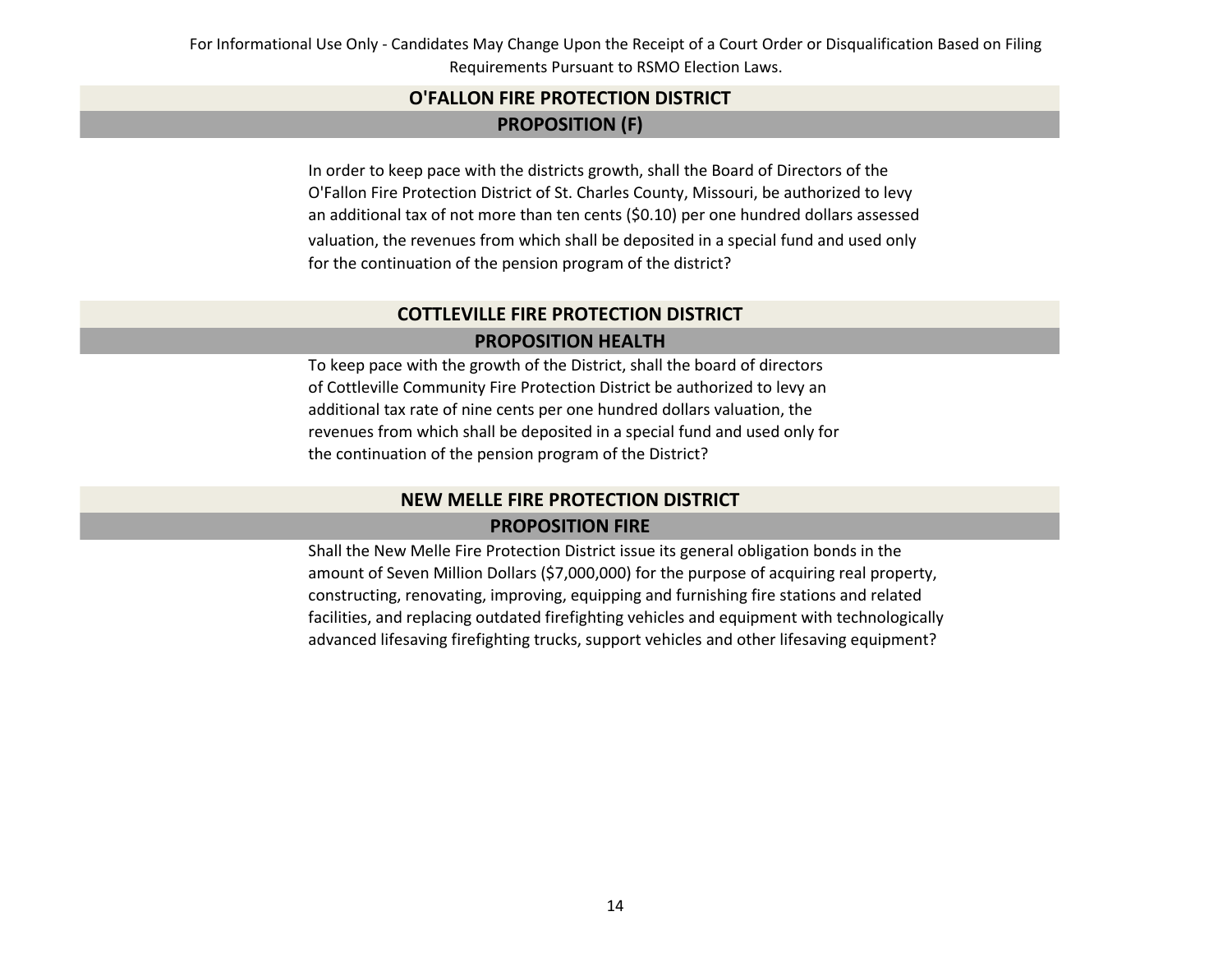For Informational Use Only - Candidates May Change Upon the Receipt of a Court Order or Disqualification Based on Filing Requirements Pursuant to RSMO Election Laws.

## O'FALLON FIRE PROTECTION DISTRICT

### PROPOSITION (F)

In order to keep pace with the districts growth, shall the Board of Directors of the O'Fallon Fire Protection District of St. Charles County, Missouri, be authorized to levy an additional tax of not more than ten cents ($0.10) per one hundred dollars assessed valuation, the revenues from which shall be deposited in a special fund and used only for the continuation of the pension program of the district?

## COTTLEVILLE FIRE PROTECTION DISTRICT

### PROPOSITION HEALTH

To keep pace with the growth of the District, shall the board of directors of Cottleville Community Fire Protection District be authorized to levy an additional tax rate of nine cents per one hundred dollars valuation, the revenues from which shall be deposited in a special fund and used only for the continuation of the pension program of the District?

## NEW MELLE FIRE PROTECTION DISTRICT

### PROPOSITION FIRE

Shall the New Melle Fire Protection District issue its general obligation bonds in the amount of Seven Million Dollars ($7,000,000) for the purpose of acquiring real property, constructing, renovating, improving, equipping and furnishing fire stations and related facilities, and replacing outdated firefighting vehicles and equipment with technologically advanced lifesaving firefighting trucks, support vehicles and other lifesaving equipment?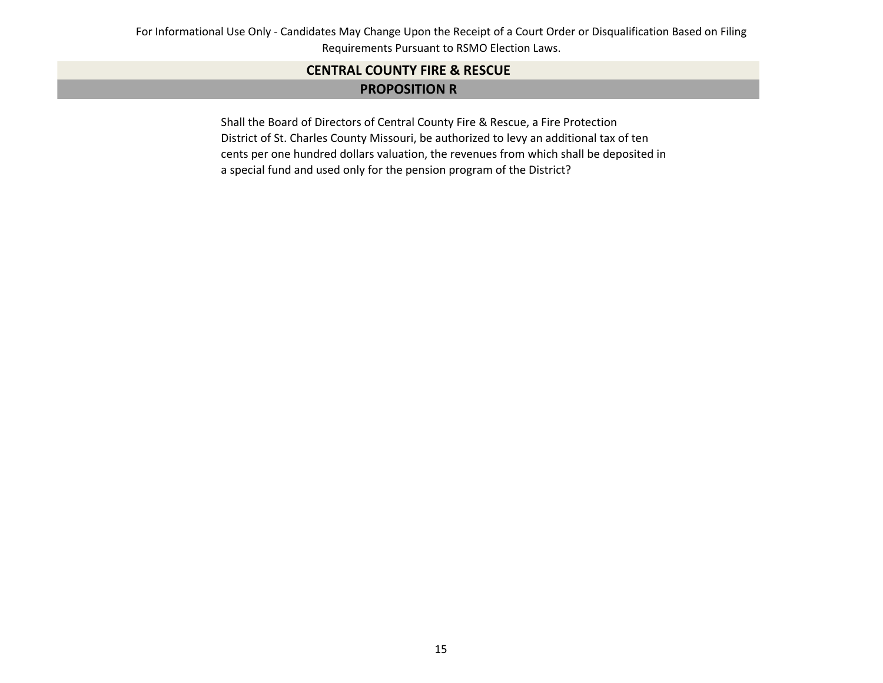## CENTRAL COUNTY FIRE & RESCUE

### PROPOSITION R

Shall the Board of Directors of Central County Fire & Rescue, a Fire Protection District of St. Charles County Missouri, be authorized to levy an additional tax of ten cents per one hundred dollars valuation, the revenues from which shall be deposited in a special fund and used only for the pension program of the District?